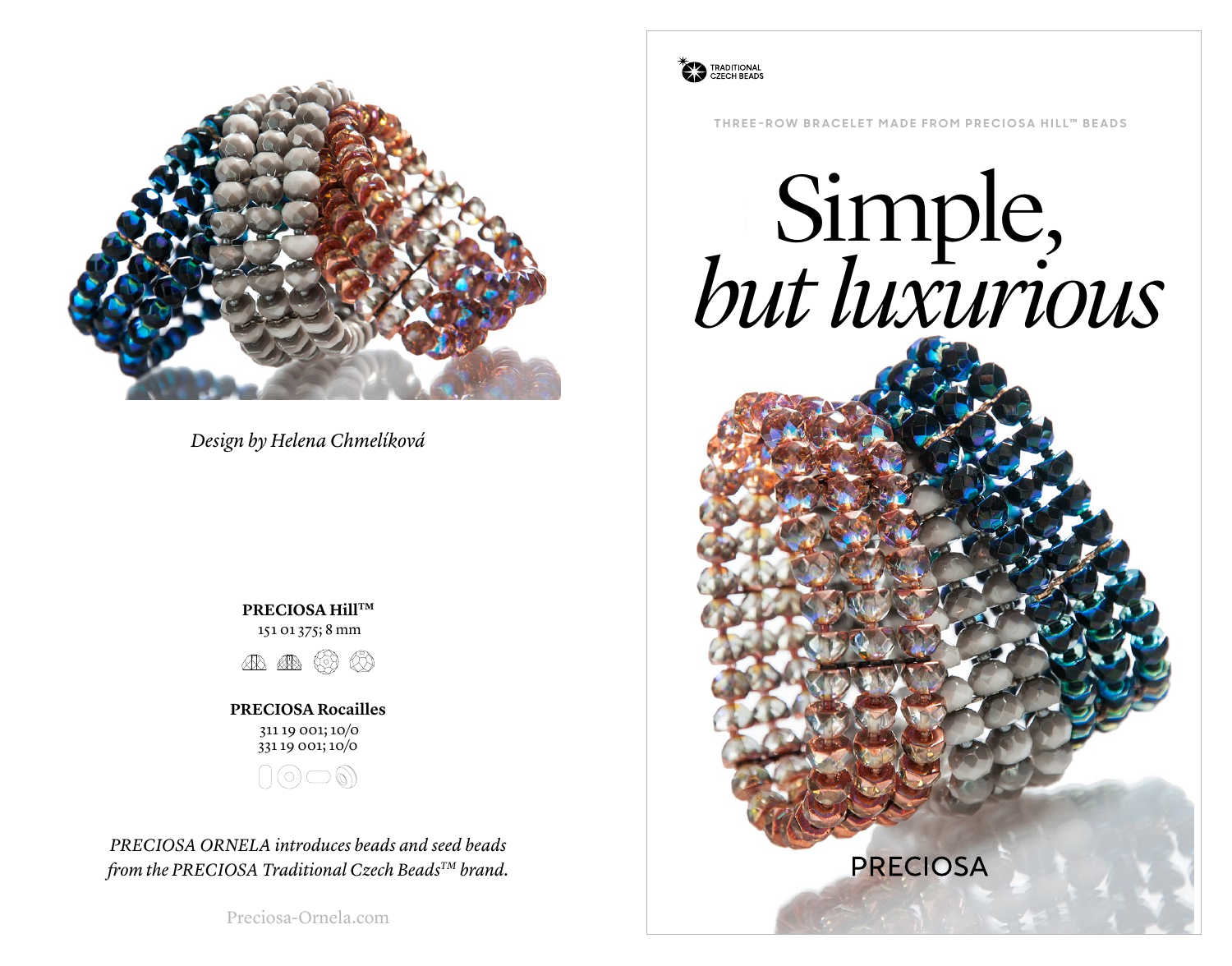*Design by Helena Chmelíková*

**PRECIOSA Hill™**
151 01 375; 8 mm

**PRECIOSA Rocailles**
311 19 001; 10/0
331 19 001; 10/0

*PRECIOSA ORNELA introduces beads and seed beads from the PRECIOSA Traditional Czech Beads™ brand.*

Preciosa-Ornela.com

TRADITIONAL CZECH BEADS

THREE-ROW BRACELET MADE FROM PRECIOSA HILL™ BEADS

# Simple, *but luxurious*

PRECIOSA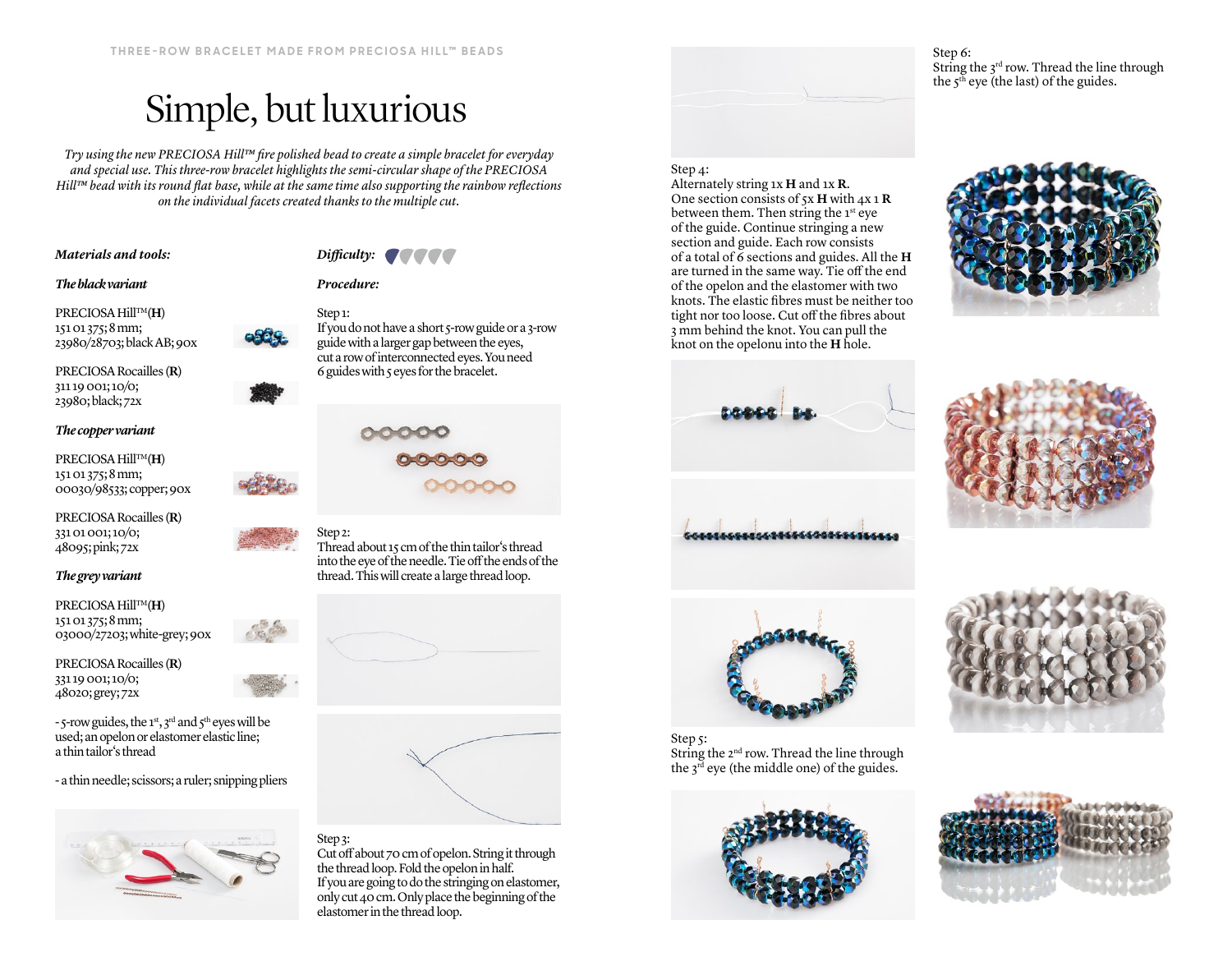# Simple, but luxurious

*Try using the new PRECIOSA Hill™ fire polished bead to create a simple bracelet for everyday and special use. This three-row bracelet highlights the semi-circular shape of the PRECIOSA Hill™ bead with its round flat base, while at the same time also supporting the rainbow reflections on the individual facets created thanks to the multiple cut.*

***Materials and tools:***

***The black variant***

PRECIOSA Hill™ (**H**)
151 01 375; 8 mm;
23980/28703; black AB; 90x

PRECIOSA Rocailles (**R**)
311 19 001; 10/0;
23980; black; 72x

***The copper variant***

PRECIOSA Hill™ (**H**)
151 01 375; 8 mm;
00030/98533; copper; 90x

PRECIOSA Rocailles (**R**)
331 01 001; 10/0;
48095; pink; 72x

***The grey variant***

PRECIOSA Hill™ (**H**)
151 01 375; 8 mm;
03000/27203; white-grey; 90x

PRECIOSA Rocailles (**R**)
331 19 001; 10/0;
48020; grey; 72x

- 5-row guides, the 1st, 3rd and 5th eyes will be used; an opelon or elastomer elastic line; a thin tailor's thread

- a thin needle; scissors; a ruler; snipping pliers

***Difficulty:***

***Procedure:***

Step 1:
If you do not have a short 5-row guide or a 3-row guide with a larger gap between the eyes, cut a row of interconnected eyes. You need 6 guides with 5 eyes for the bracelet.

Step 2:
Thread about 15 cm of the thin tailor's thread into the eye of the needle. Tie off the ends of the thread. This will create a large thread loop.

Step 3:
Cut off about 70 cm of opelon. String it through the thread loop. Fold the opelon in half.
If you are going to do the stringing on elastomer, only cut 40 cm. Only place the beginning of the elastomer in the thread loop.

Step 4:
Alternately string 1x **H** and 1x **R**.
One section consists of 5x **H** with 4x 1 **R** between them. Then string the 1st eye of the guide. Continue stringing a new section and guide. Each row consists of a total of 6 sections and guides. All the **H** are turned in the same way. Tie off the end of the opelon and the elastomer with two knots. The elastic fibres must be neither too tight nor too loose. Cut off the fibres about 3 mm behind the knot. You can pull the knot on the opelonu into the **H** hole.

Step 5:
String the 2nd row. Thread the line through the 3rd eye (the middle one) of the guides.

Step 6:
String the 3rd row. Thread the line through the 5th eye (the last) of the guides.